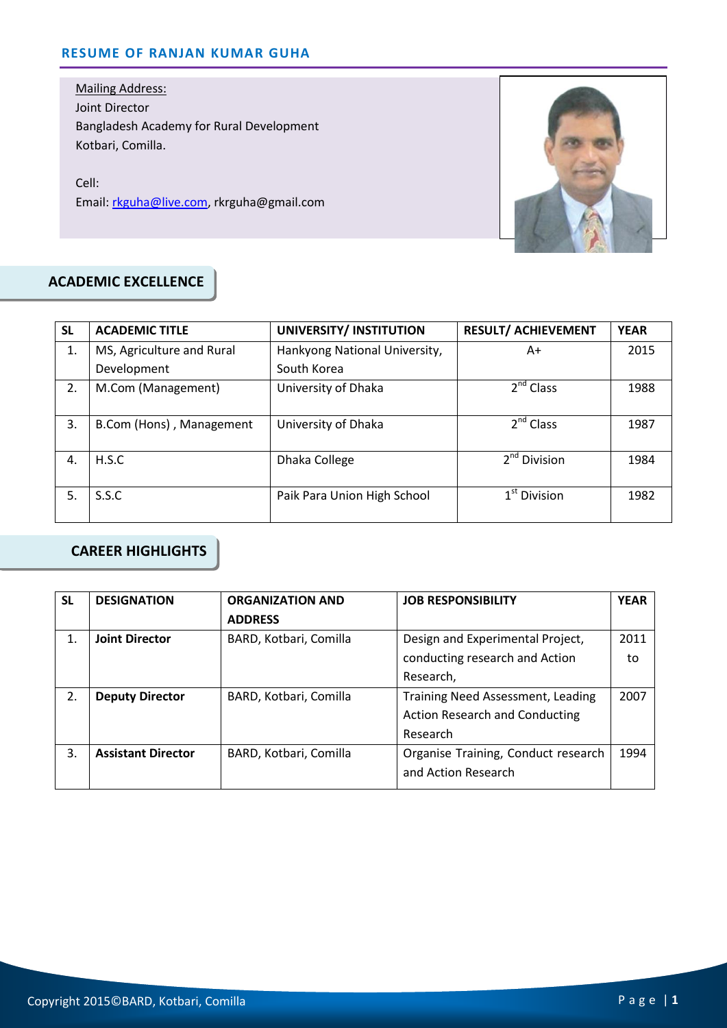# RESUME OF RANJAN KUMAR GUHA

Mailing Address:
Joint Director
Bangladesh Academy for Rural Development
Kotbari, Comilla.

Cell:
Email: rkguha@live.com, rkrguha@gmail.com

## ACADEMIC EXCELLENCE

| SL | ACADEMIC TITLE | UNIVERSITY/ INSTITUTION | RESULT/ ACHIEVEMENT | YEAR |
|---|---|---|---|---|
| 1. | MS, Agriculture and Rural Development | Hankyong National University, South Korea | A+ | 2015 |
| 2. | M.Com (Management) | University of Dhaka | 2nd Class | 1988 |
| 3. | B.Com (Hons) , Management | University of Dhaka | 2nd Class | 1987 |
| 4. | H.S.C | Dhaka College | 2nd Division | 1984 |
| 5. | S.S.C | Paik Para Union High School | 1st Division | 1982 |

## CAREER HIGHLIGHTS

| SL | DESIGNATION | ORGANIZATION AND ADDRESS | JOB RESPONSIBILITY | YEAR |
|---|---|---|---|---|
| 1. | **Joint Director** | BARD, Kotbari, Comilla | Design and Experimental Project, conducting research and Action Research, | 2011 to |
| 2. | **Deputy Director** | BARD, Kotbari, Comilla | Training Need Assessment, Leading Action Research and Conducting Research | 2007 |
| 3. | **Assistant Director** | BARD, Kotbari, Comilla | Organise Training, Conduct research and Action Research | 1994 |

Copyright 2015©BARD, Kotbari, Comilla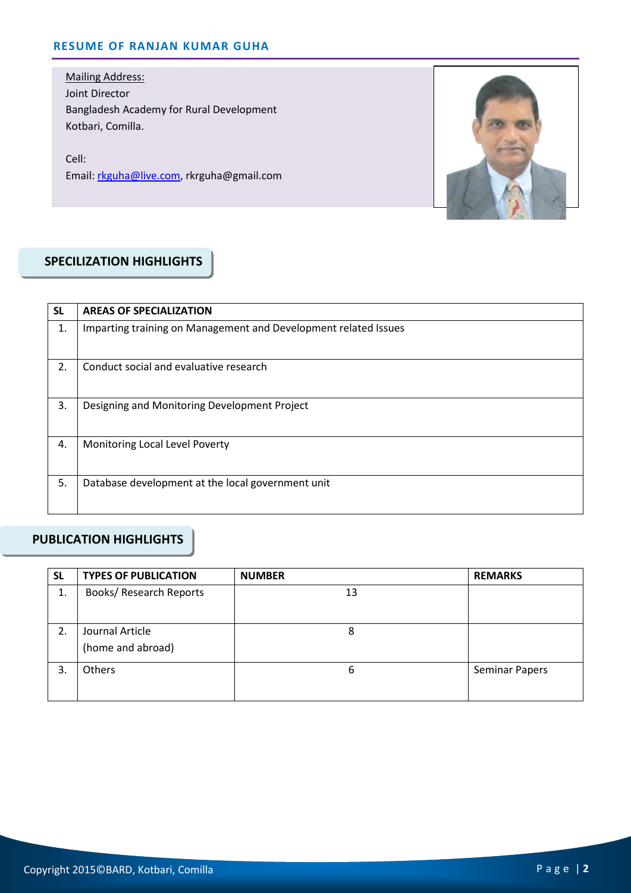# RESUME OF RANJAN KUMAR GUHA

Mailing Address:
Joint Director
Bangladesh Academy for Rural Development
Kotbari, Comilla.

Cell:
Email: rkguha@live.com, rkrguha@gmail.com

## SPECILIZATION HIGHLIGHTS

| SL | AREAS OF SPECIALIZATION |
|---|---|
| 1. | Imparting training on Management and Development related Issues |
| 2. | Conduct social and evaluative research |
| 3. | Designing and Monitoring Development Project |
| 4. | Monitoring Local Level Poverty |
| 5. | Database development at the local government unit |

## PUBLICATION HIGHLIGHTS

| SL | TYPES OF PUBLICATION | NUMBER | REMARKS |
|---|---|---|---|
| 1. | Books/ Research Reports | 13 | |
| 2. | Journal Article (home and abroad) | 8 | |
| 3. | Others | 6 | Seminar Papers |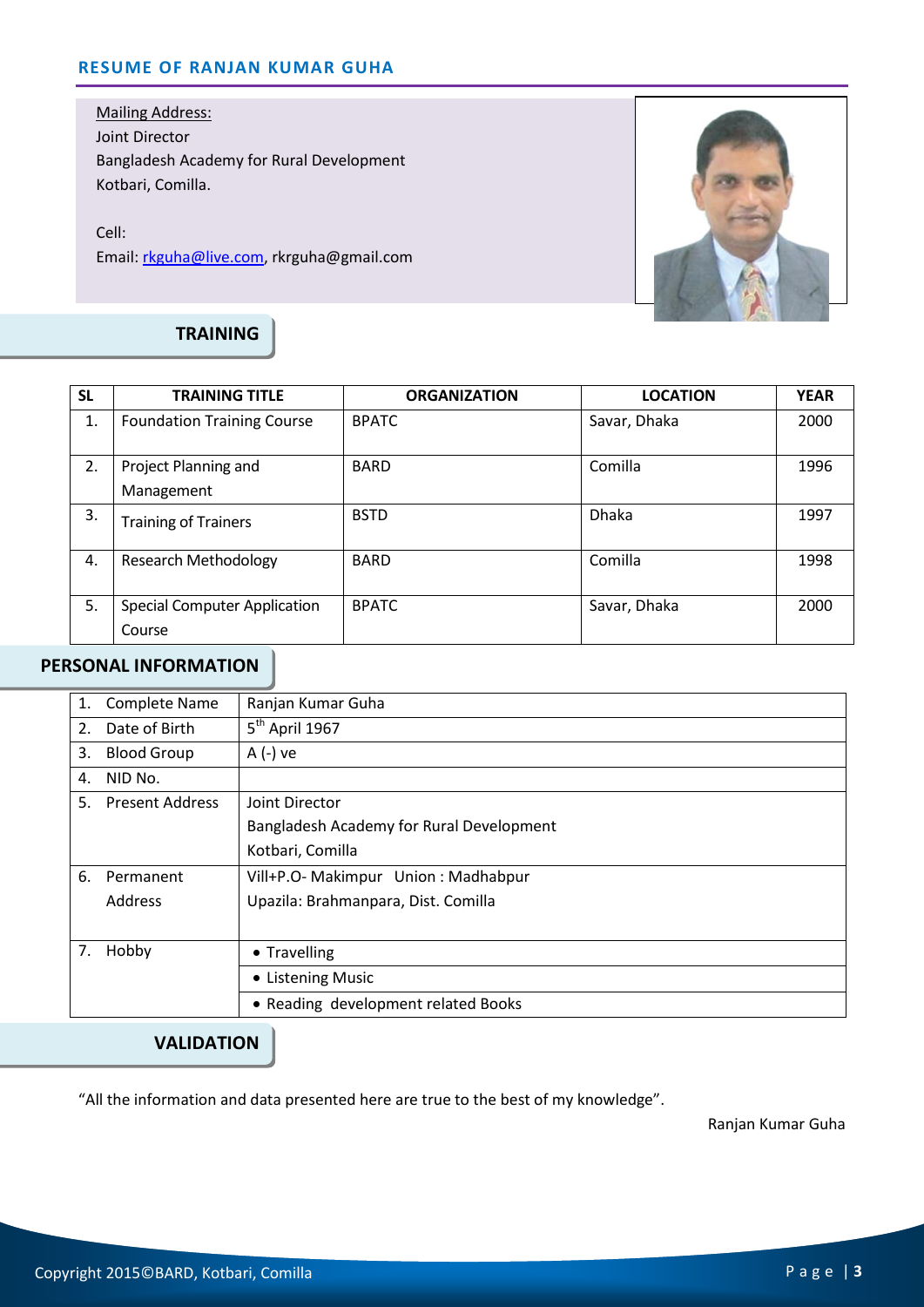### RESUME OF RANJAN KUMAR GUHA

Mailing Address:
Joint Director
Bangladesh Academy for Rural Development
Kotbari, Comilla.

Cell:
Email: rkguha@live.com, rkrguha@gmail.com

## TRAINING

| SL | TRAINING TITLE | ORGANIZATION | LOCATION | YEAR |
|---|---|---|---|---|
| 1. | Foundation Training Course | BPATC | Savar, Dhaka | 2000 |
| 2. | Project Planning and Management | BARD | Comilla | 1996 |
| 3. | Training of Trainers | BSTD | Dhaka | 1997 |
| 4. | Research Methodology | BARD | Comilla | 1998 |
| 5. | Special Computer Application Course | BPATC | Savar, Dhaka | 2000 |

## PERSONAL INFORMATION

| | |
|---|---|
| 1. Complete Name | Ranjan Kumar Guha |
| 2. Date of Birth | 5th April 1967 |
| 3. Blood Group | A (-) ve |
| 4. NID No. | |
| 5. Present Address | Joint Director<br>Bangladesh Academy for Rural Development<br>Kotbari, Comilla |
| 6. Permanent Address | Vill+P.O- Makimpur Union : Madhabpur<br>Upazila: Brahmanpara, Dist. Comilla |
| 7. Hobby | • Travelling<br>• Listening Music<br>• Reading development related Books |

## VALIDATION

"All the information and data presented here are true to the best of my knowledge".

Ranjan Kumar Guha

Copyright 2015©BARD, Kotbari, Comilla